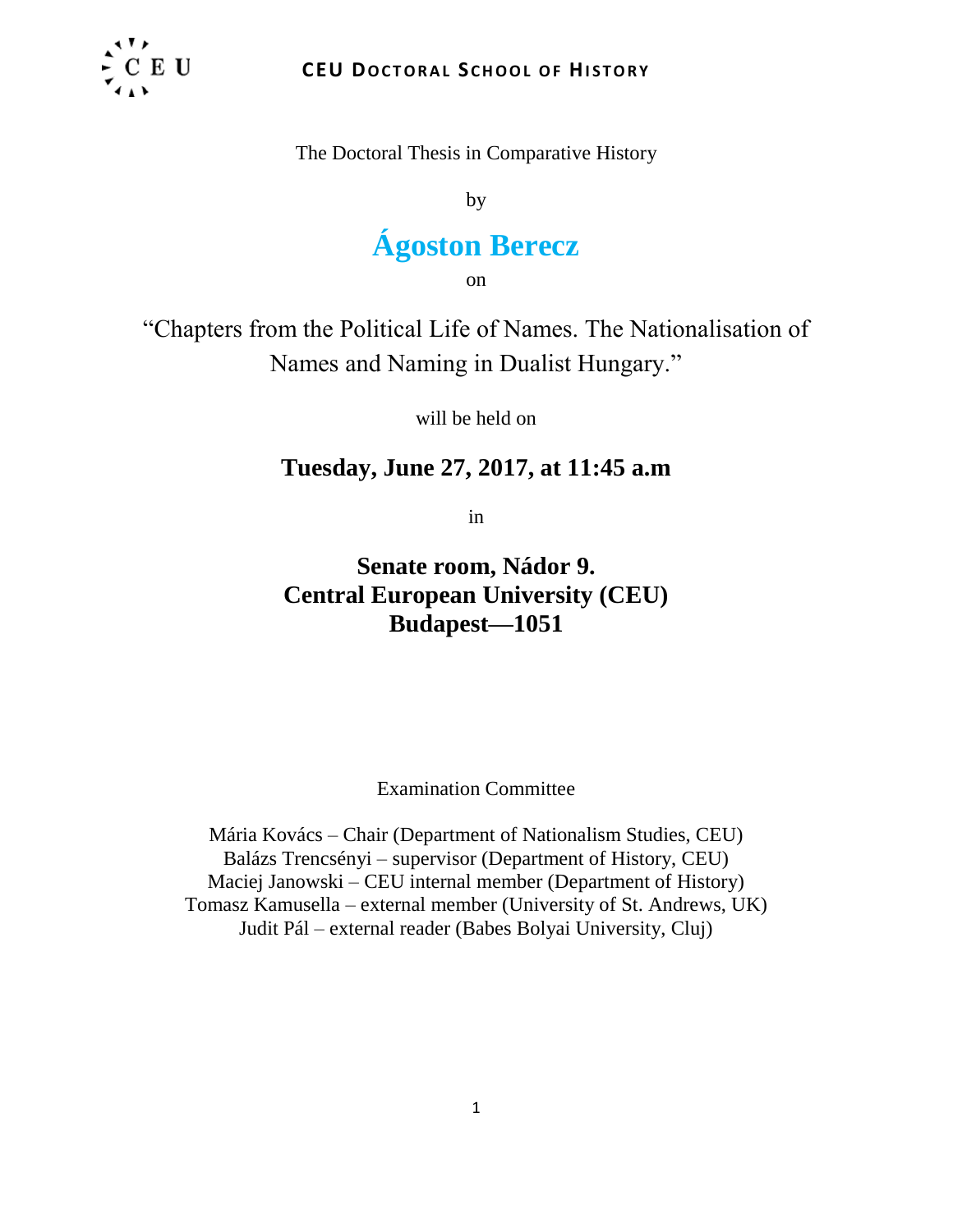**CEU DOCTORAL SCHOOL OF HISTORY**

The Doctoral Thesis in Comparative History

by

# Ágoston Berecz

on

“Chapters from the Political Life of Names. The Nationalisation of Names and Naming in Dualist Hungary.”

will be held on

**Tuesday, June 27, 2017, at 11:45 a.m**

in

**Senate room, Nádor 9.**
**Central European University (CEU)**
**Budapest—1051**

Examination Committee

Mária Kovács – Chair (Department of Nationalism Studies, CEU)
Balázs Trencsényi – supervisor (Department of History, CEU)
Maciej Janowski – CEU internal member (Department of History)
Tomasz Kamusella – external member (University of St. Andrews, UK)
Judit Pál – external reader (Babes Bolyai University, Cluj)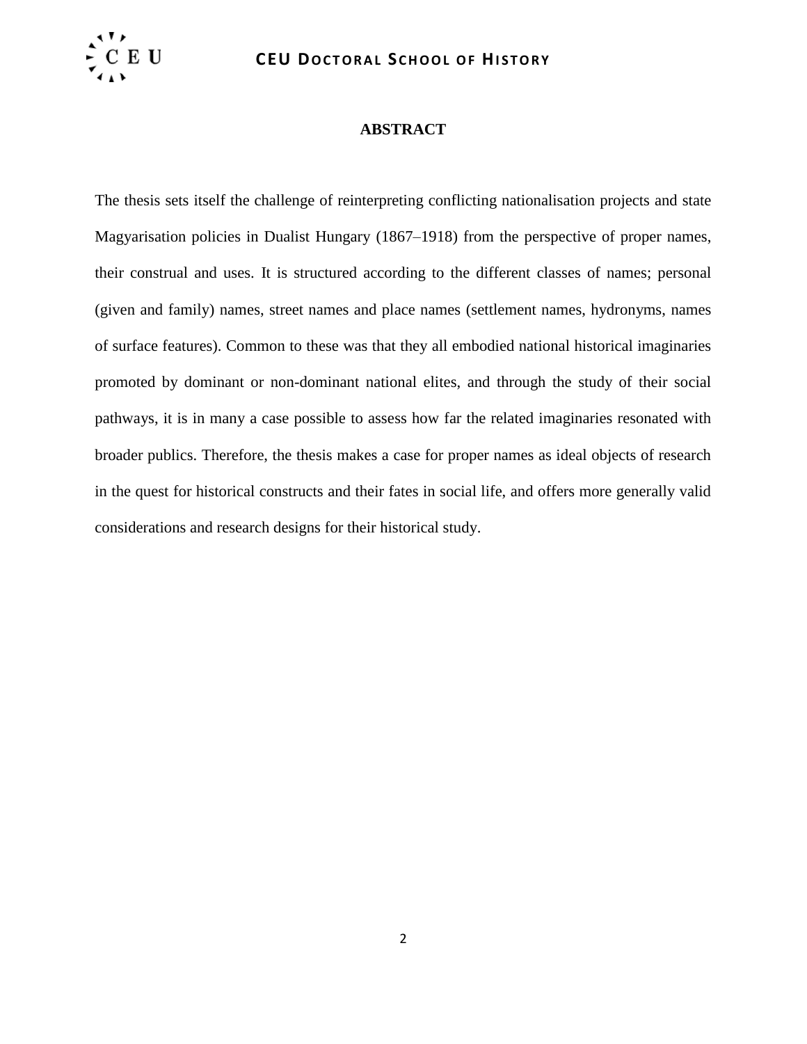## ABSTRACT

The thesis sets itself the challenge of reinterpreting conflicting nationalisation projects and state Magyarisation policies in Dualist Hungary (1867–1918) from the perspective of proper names, their construal and uses. It is structured according to the different classes of names; personal (given and family) names, street names and place names (settlement names, hydronyms, names of surface features). Common to these was that they all embodied national historical imaginaries promoted by dominant or non-dominant national elites, and through the study of their social pathways, it is in many a case possible to assess how far the related imaginaries resonated with broader publics. Therefore, the thesis makes a case for proper names as ideal objects of research in the quest for historical constructs and their fates in social life, and offers more generally valid considerations and research designs for their historical study.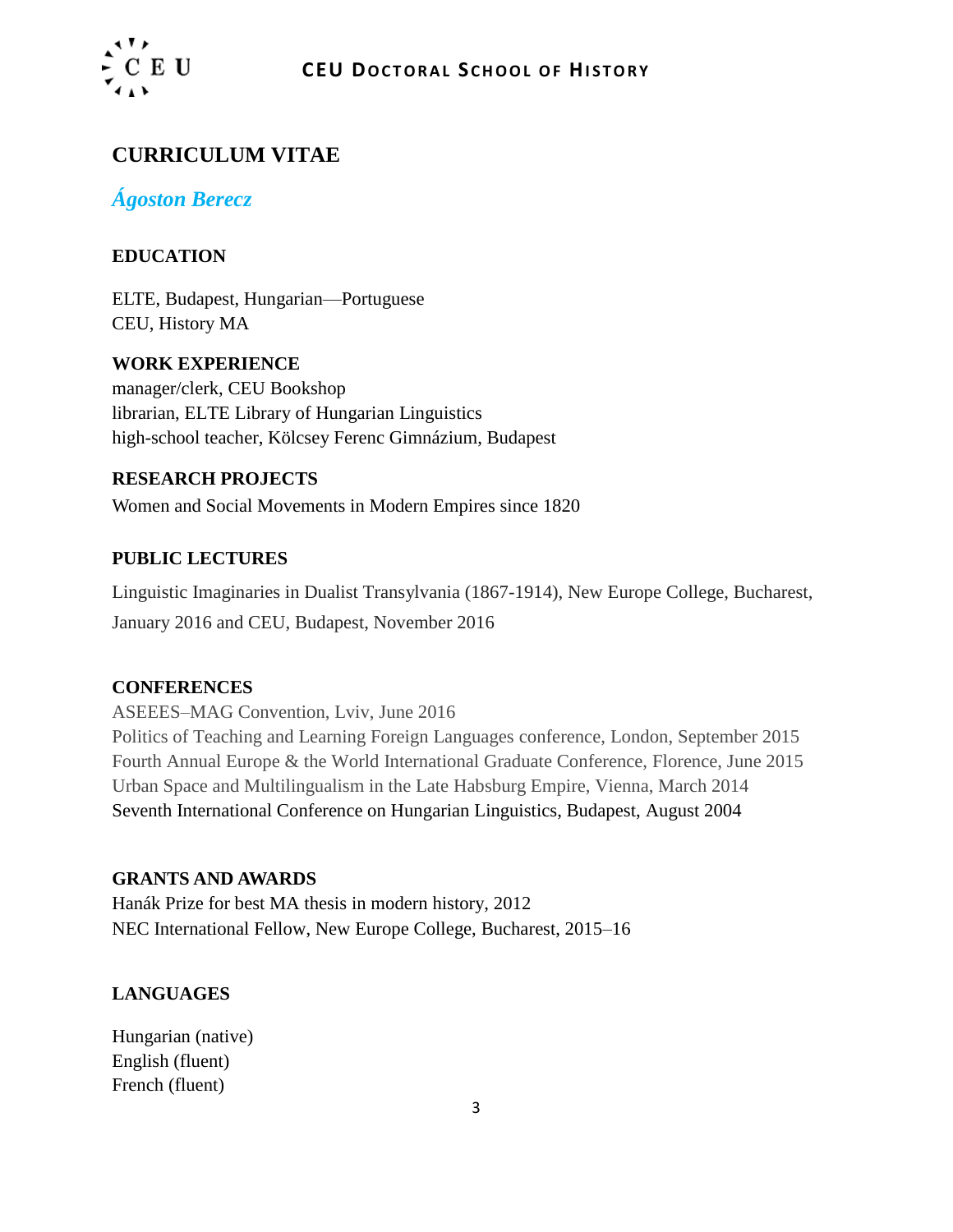# CURRICULUM VITAE

## *Ágoston Berecz*

### EDUCATION

ELTE, Budapest, Hungarian—Portuguese
CEU, History MA

### WORK EXPERIENCE

manager/clerk, CEU Bookshop
librarian, ELTE Library of Hungarian Linguistics
high-school teacher, Kölcsey Ferenc Gimnázium, Budapest

### RESEARCH PROJECTS

Women and Social Movements in Modern Empires since 1820

### PUBLIC LECTURES

Linguistic Imaginaries in Dualist Transylvania (1867-1914), New Europe College, Bucharest, January 2016 and CEU, Budapest, November 2016

### CONFERENCES

ASEEES–MAG Convention, Lviv, June 2016
Politics of Teaching and Learning Foreign Languages conference, London, September 2015
Fourth Annual Europe & the World International Graduate Conference, Florence, June 2015
Urban Space and Multilingualism in the Late Habsburg Empire, Vienna, March 2014
Seventh International Conference on Hungarian Linguistics, Budapest, August 2004

### GRANTS AND AWARDS

Hanák Prize for best MA thesis in modern history, 2012
NEC International Fellow, New Europe College, Bucharest, 2015–16

### LANGUAGES

Hungarian (native)
English (fluent)
French (fluent)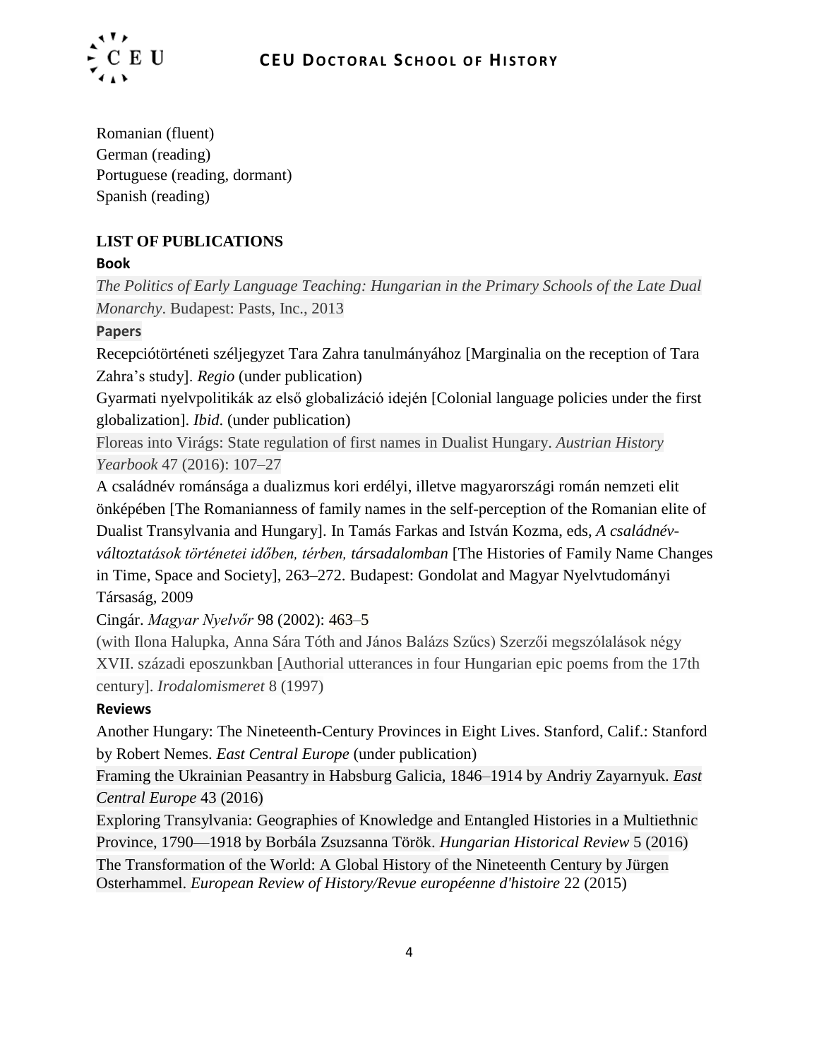Romanian (fluent)
German (reading)
Portuguese (reading, dormant)
Spanish (reading)

## LIST OF PUBLICATIONS

### Book

*The Politics of Early Language Teaching: Hungarian in the Primary Schools of the Late Dual Monarchy*. Budapest: Pasts, Inc., 2013

### Papers

Recepciótörténeti széljegyzet Tara Zahra tanulmányához [Marginalia on the reception of Tara Zahra's study]. *Regio* (under publication)

Gyarmati nyelvpolitikák az első globalizáció idején [Colonial language policies under the first globalization]. *Ibid.* (under publication)

Floreas into Virágs: State regulation of first names in Dualist Hungary. *Austrian History Yearbook* 47 (2016): 107–27

A családnév románsága a dualizmus kori erdélyi, illetve magyarországi román nemzeti elit önképében [The Romanianness of family names in the self-perception of the Romanian elite of Dualist Transylvania and Hungary]. In Tamás Farkas and István Kozma, eds, *A családnév-változtatások történetei időben, térben, társadalomban* [The Histories of Family Name Changes in Time, Space and Society], 263–272. Budapest: Gondolat and Magyar Nyelvtudományi Társaság, 2009

Cingár. *Magyar Nyelvőr* 98 (2002): 463–5

(with Ilona Halupka, Anna Sára Tóth and János Balázs Szűcs) Szerzői megszólalások négy XVII. századi eposzunkban [Authorial utterances in four Hungarian epic poems from the 17th century]. *Irodalomismeret* 8 (1997)

### Reviews

Another Hungary: The Nineteenth-Century Provinces in Eight Lives. Stanford, Calif.: Stanford by Robert Nemes. *East Central Europe* (under publication)

Framing the Ukrainian Peasantry in Habsburg Galicia, 1846–1914 by Andriy Zayarnyuk. *East Central Europe* 43 (2016)

Exploring Transylvania: Geographies of Knowledge and Entangled Histories in a Multiethnic Province, 1790—1918 by Borbála Zsuzsanna Török. *Hungarian Historical Review* 5 (2016)

The Transformation of the World: A Global History of the Nineteenth Century by Jürgen Osterhammel. *European Review of History/Revue européenne d'histoire* 22 (2015)